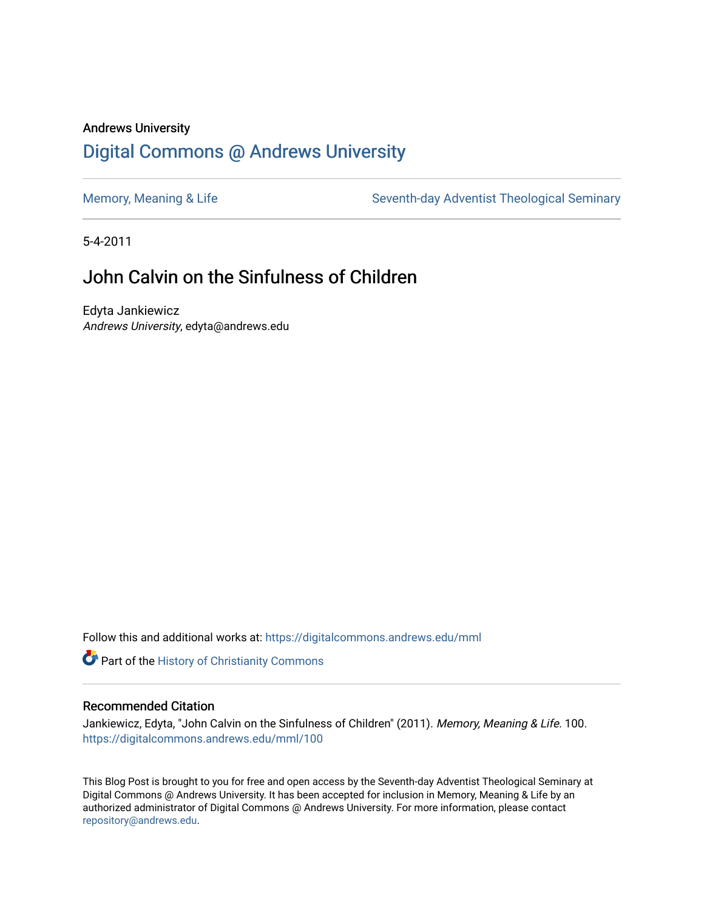Andrews University

# Digital Commons @ Andrews University

Memory, Meaning & Life | Seventh-day Adventist Theological Seminary

5-4-2011

## John Calvin on the Sinfulness of Children

Edyta Jankiewicz
*Andrews University*, edyta@andrews.edu

Follow this and additional works at: https://digitalcommons.andrews.edu/mml

Part of the History of Christianity Commons

### Recommended Citation

Jankiewicz, Edyta, "John Calvin on the Sinfulness of Children" (2011). *Memory, Meaning & Life*. 100.
https://digitalcommons.andrews.edu/mml/100

This Blog Post is brought to you for free and open access by the Seventh-day Adventist Theological Seminary at Digital Commons @ Andrews University. It has been accepted for inclusion in Memory, Meaning & Life by an authorized administrator of Digital Commons @ Andrews University. For more information, please contact repository@andrews.edu.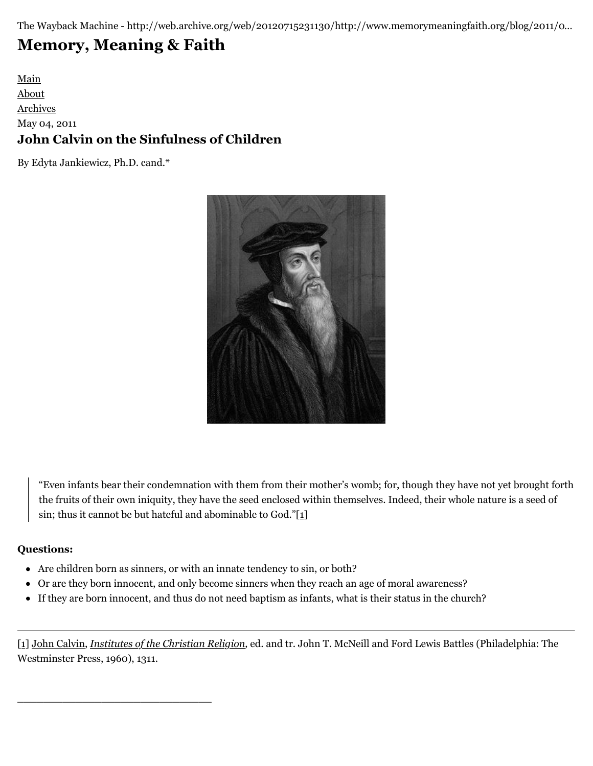The Wayback Machine - http://web.archive.org/web/20120715231130/http://www.memorymeaningfaith.org/blog/2011/0...

# Memory, Meaning & Faith

Main
About
Archives

May 04, 2011

## John Calvin on the Sinfulness of Children

By Edyta Jankiewicz, Ph.D. cand.*

> "Even infants bear their condemnation with them from their mother's womb; for, though they have not yet brought forth the fruits of their own iniquity, they have the seed enclosed within themselves. Indeed, their whole nature is a seed of sin; thus it cannot be but hateful and abominable to God."[1]

**Questions:**

- Are children born as sinners, or with an innate tendency to sin, or both?
- Or are they born innocent, and only become sinners when they reach an age of moral awareness?
- If they are born innocent, and thus do not need baptism as infants, what is their status in the church?

---

[1] John Calvin, *Institutes of the Christian Religion*, ed. and tr. John T. McNeill and Ford Lewis Battles (Philadelphia: The Westminster Press, 1960), 1311.

---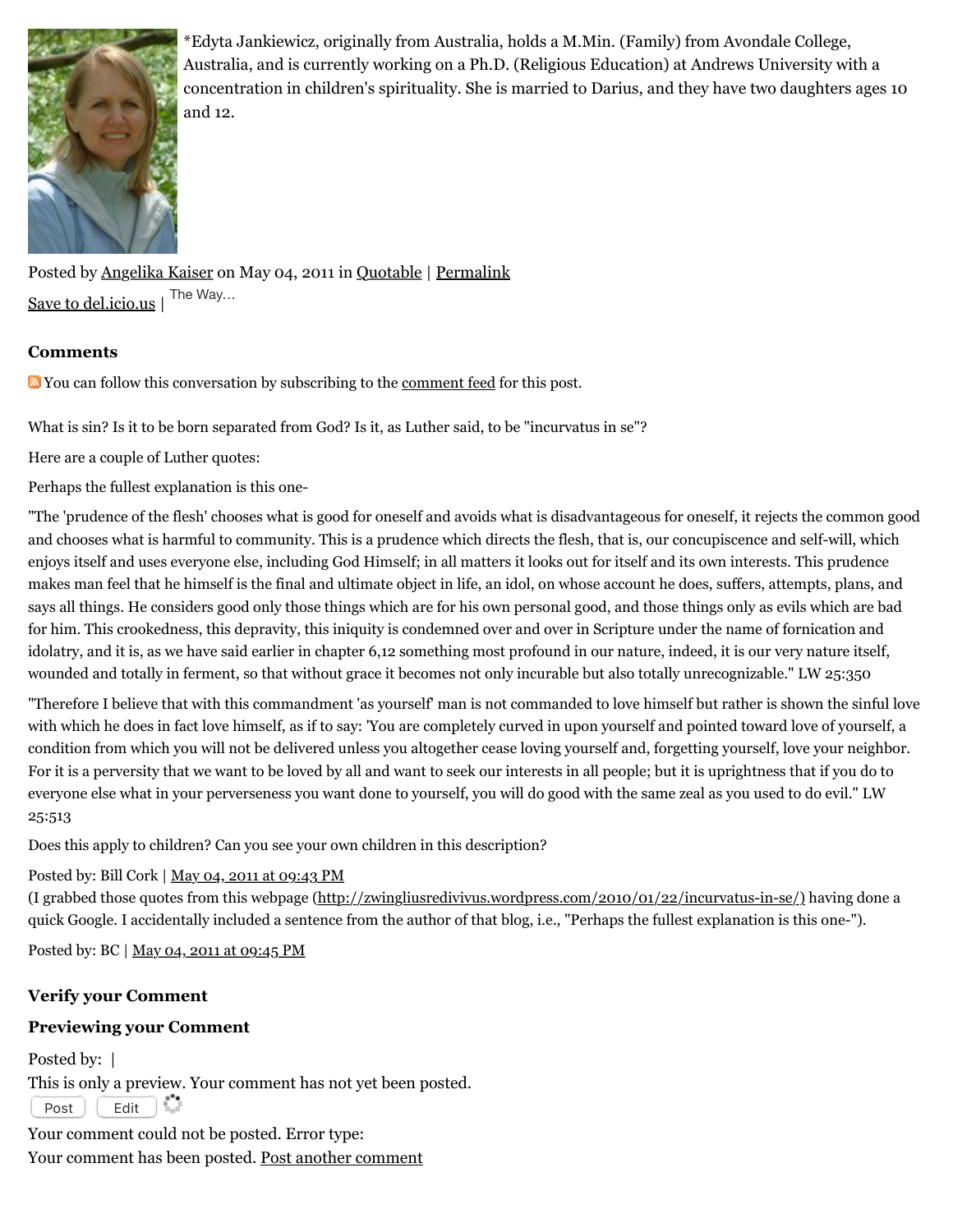*Edyta Jankiewicz, originally from Australia, holds a M.Min. (Family) from Avondale College, Australia, and is currently working on a Ph.D. (Religious Education) at Andrews University with a concentration in children's spirituality. She is married to Darius, and they have two daughters ages 10 and 12.

Posted by Angelika Kaiser on May 04, 2011 in Quotable | Permalink

Save to del.icio.us | The Way...

### Comments

You can follow this conversation by subscribing to the comment feed for this post.

What is sin? Is it to be born separated from God? Is it, as Luther said, to be "incurvatus in se"?

Here are a couple of Luther quotes:

Perhaps the fullest explanation is this one-

"The 'prudence of the flesh' chooses what is good for oneself and avoids what is disadvantageous for oneself, it rejects the common good and chooses what is harmful to community. This is a prudence which directs the flesh, that is, our concupiscence and self-will, which enjoys itself and uses everyone else, including God Himself; in all matters it looks out for itself and its own interests. This prudence makes man feel that he himself is the final and ultimate object in life, an idol, on whose account he does, suffers, attempts, plans, and says all things. He considers good only those things which are for his own personal good, and those things only as evils which are bad for him. This crookedness, this depravity, this iniquity is condemned over and over in Scripture under the name of fornication and idolatry, and it is, as we have said earlier in chapter 6,12 something most profound in our nature, indeed, it is our very nature itself, wounded and totally in ferment, so that without grace it becomes not only incurable but also totally unrecognizable." LW 25:350

"Therefore I believe that with this commandment 'as yourself' man is not commanded to love himself but rather is shown the sinful love with which he does in fact love himself, as if to say: 'You are completely curved in upon yourself and pointed toward love of yourself, a condition from which you will not be delivered unless you altogether cease loving yourself and, forgetting yourself, love your neighbor. For it is a perversity that we want to be loved by all and want to seek our interests in all people; but it is uprightness that if you do to everyone else what in your perverseness you want done to yourself, you will do good with the same zeal as you used to do evil." LW 25:513

Does this apply to children? Can you see your own children in this description?

Posted by: Bill Cork | May 04, 2011 at 09:43 PM

(I grabbed those quotes from this webpage (http://zwingliusredivivus.wordpress.com/2010/01/22/incurvatus-in-se/) having done a quick Google. I accidentally included a sentence from the author of that blog, i.e., "Perhaps the fullest explanation is this one-").

Posted by: BC | May 04, 2011 at 09:45 PM

### Verify your Comment

### Previewing your Comment

Posted by: |

This is only a preview. Your comment has not yet been posted.

Post Edit

Your comment could not be posted. Error type:

Your comment has been posted. Post another comment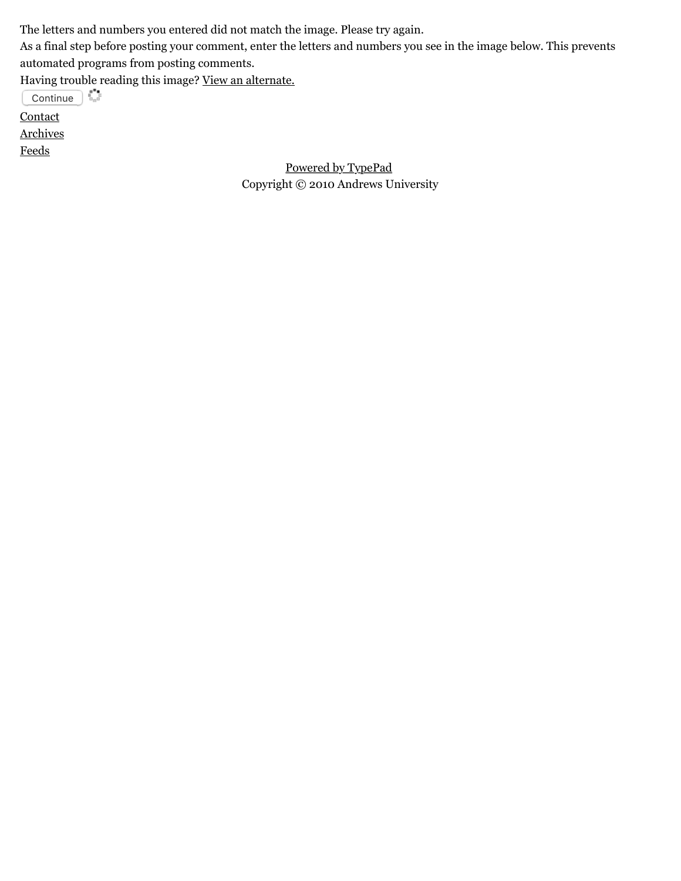The letters and numbers you entered did not match the image. Please try again.

As a final step before posting your comment, enter the letters and numbers you see in the image below. This prevents automated programs from posting comments.

Having trouble reading this image? View an alternate.

Continue

Contact

Archives

Feeds

Powered by TypePad

Copyright © 2010 Andrews University